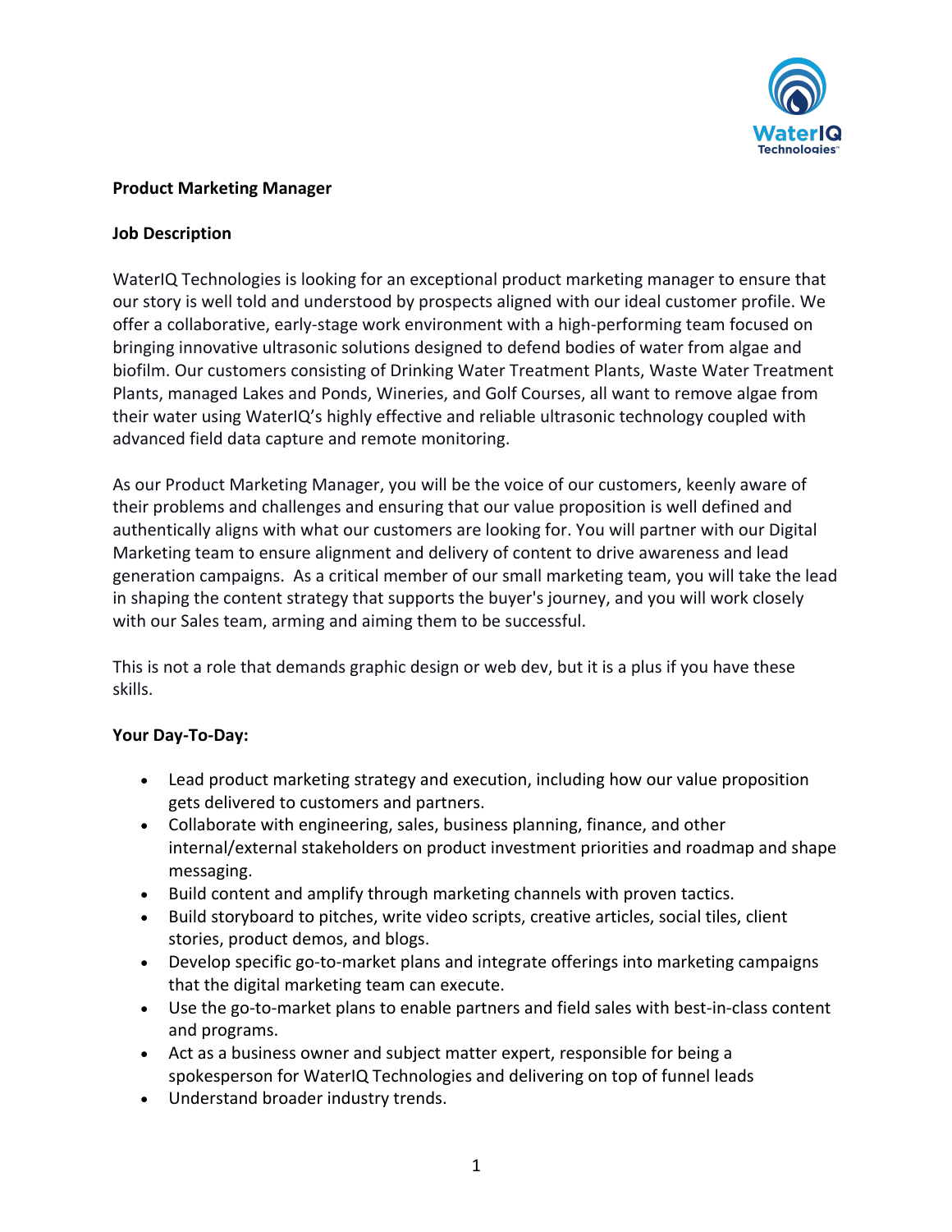**Product Marketing Manager**

**Job Description**

WaterIQ Technologies is looking for an exceptional product marketing manager to ensure that our story is well told and understood by prospects aligned with our ideal customer profile. We offer a collaborative, early-stage work environment with a high-performing team focused on bringing innovative ultrasonic solutions designed to defend bodies of water from algae and biofilm. Our customers consisting of Drinking Water Treatment Plants, Waste Water Treatment Plants, managed Lakes and Ponds, Wineries, and Golf Courses, all want to remove algae from their water using WaterIQ's highly effective and reliable ultrasonic technology coupled with advanced field data capture and remote monitoring.

As our Product Marketing Manager, you will be the voice of our customers, keenly aware of their problems and challenges and ensuring that our value proposition is well defined and authentically aligns with what our customers are looking for. You will partner with our Digital Marketing team to ensure alignment and delivery of content to drive awareness and lead generation campaigns. As a critical member of our small marketing team, you will take the lead in shaping the content strategy that supports the buyer's journey, and you will work closely with our Sales team, arming and aiming them to be successful.

This is not a role that demands graphic design or web dev, but it is a plus if you have these skills.

**Your Day-To-Day:**

- Lead product marketing strategy and execution, including how our value proposition gets delivered to customers and partners.
- Collaborate with engineering, sales, business planning, finance, and other internal/external stakeholders on product investment priorities and roadmap and shape messaging.
- Build content and amplify through marketing channels with proven tactics.
- Build storyboard to pitches, write video scripts, creative articles, social tiles, client stories, product demos, and blogs.
- Develop specific go-to-market plans and integrate offerings into marketing campaigns that the digital marketing team can execute.
- Use the go-to-market plans to enable partners and field sales with best-in-class content and programs.
- Act as a business owner and subject matter expert, responsible for being a spokesperson for WaterIQ Technologies and delivering on top of funnel leads
- Understand broader industry trends.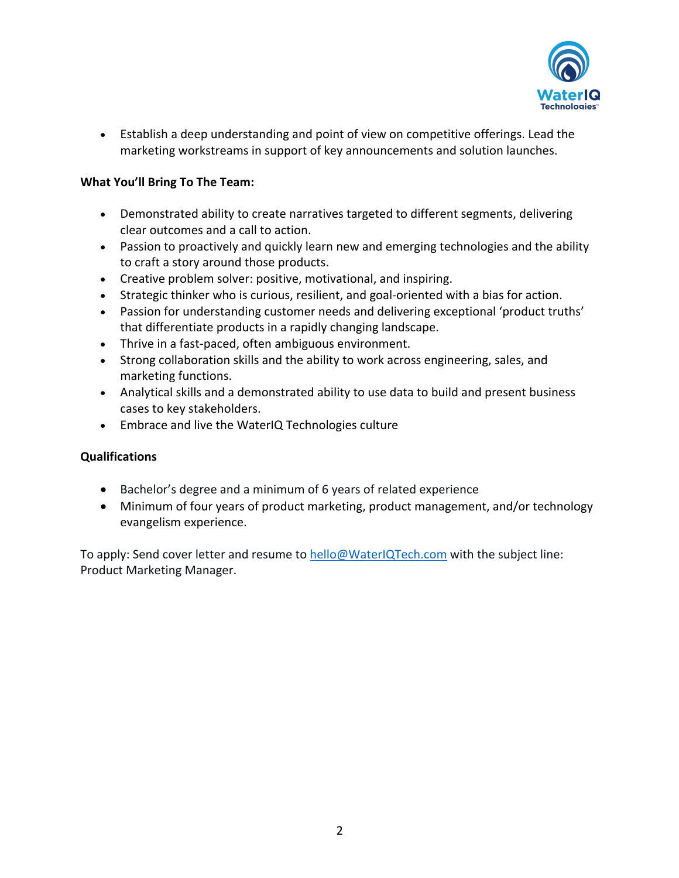- Establish a deep understanding and point of view on competitive offerings. Lead the marketing workstreams in support of key announcements and solution launches.

**What You'll Bring To The Team:**

- Demonstrated ability to create narratives targeted to different segments, delivering clear outcomes and a call to action.
- Passion to proactively and quickly learn new and emerging technologies and the ability to craft a story around those products.
- Creative problem solver: positive, motivational, and inspiring.
- Strategic thinker who is curious, resilient, and goal-oriented with a bias for action.
- Passion for understanding customer needs and delivering exceptional 'product truths' that differentiate products in a rapidly changing landscape.
- Thrive in a fast-paced, often ambiguous environment.
- Strong collaboration skills and the ability to work across engineering, sales, and marketing functions.
- Analytical skills and a demonstrated ability to use data to build and present business cases to key stakeholders.
- Embrace and live the WaterIQ Technologies culture

**Qualifications**

- Bachelor's degree and a minimum of 6 years of related experience
- Minimum of four years of product marketing, product management, and/or technology evangelism experience.

To apply: Send cover letter and resume to [hello@WaterIQTech.com](mailto:hello@WaterIQTech.com) with the subject line: Product Marketing Manager.